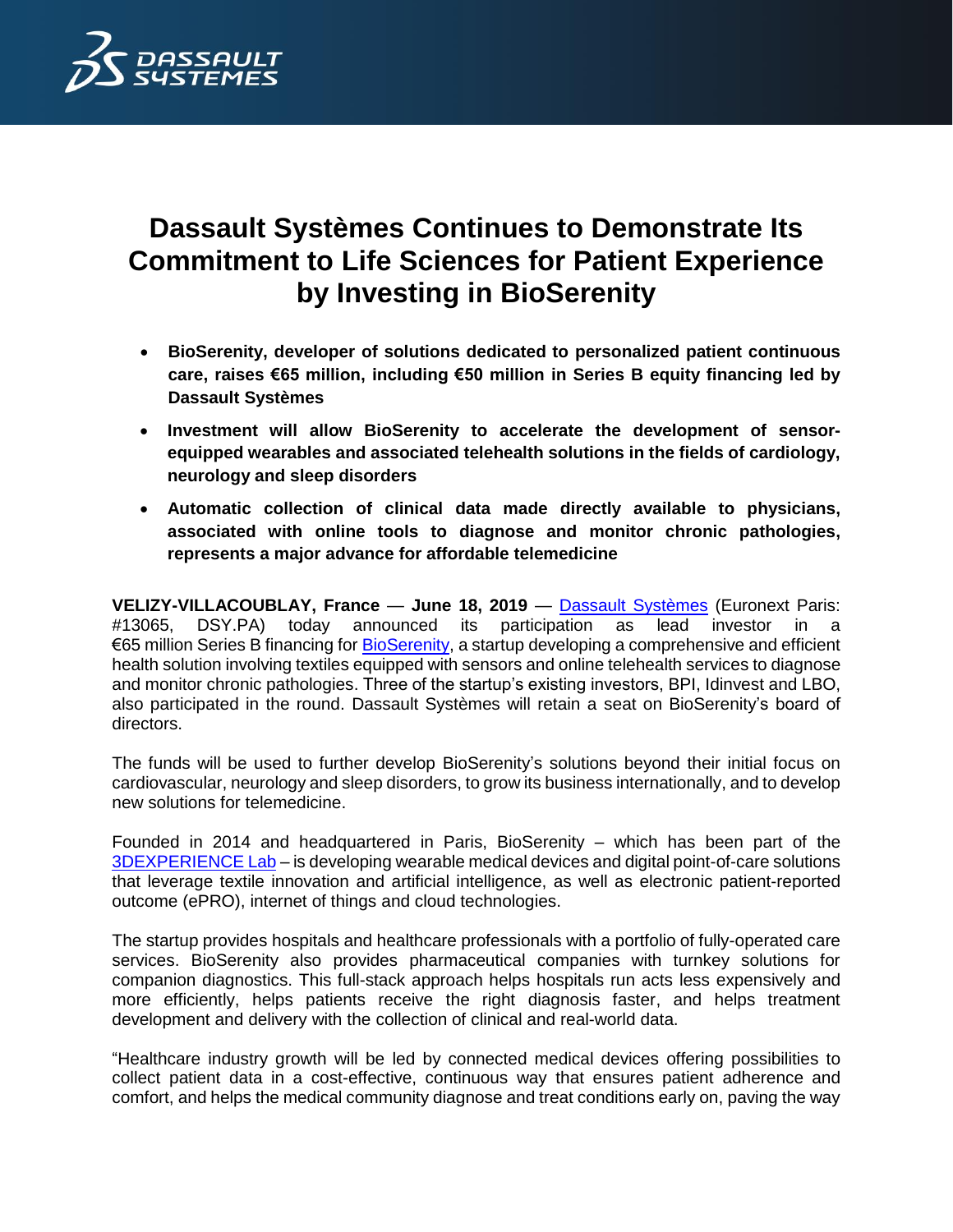# Dassault Systèmes Continues to Demonstrate Its Commitment to Life Sciences for Patient Experience by Investing in BioSerenity

- **BioSerenity, developer of solutions dedicated to personalized patient continuous care, raises €65 million, including €50 million in Series B equity financing led by Dassault Systèmes**
- **Investment will allow BioSerenity to accelerate the development of sensor-equipped wearables and associated telehealth solutions in the fields of cardiology, neurology and sleep disorders**
- **Automatic collection of clinical data made directly available to physicians, associated with online tools to diagnose and monitor chronic pathologies, represents a major advance for affordable telemedicine**

**VELIZY-VILLACOUBLAY, France — June 18, 2019** — Dassault Systèmes (Euronext Paris: #13065, DSY.PA) today announced its participation as lead investor in a €65 million Series B financing for BioSerenity, a startup developing a comprehensive and efficient health solution involving textiles equipped with sensors and online telehealth services to diagnose and monitor chronic pathologies. Three of the startup's existing investors, BPI, Idinvest and LBO, also participated in the round. Dassault Systèmes will retain a seat on BioSerenity's board of directors.

The funds will be used to further develop BioSerenity's solutions beyond their initial focus on cardiovascular, neurology and sleep disorders, to grow its business internationally, and to develop new solutions for telemedicine.

Founded in 2014 and headquartered in Paris, BioSerenity – which has been part of the 3DEXPERIENCE Lab – is developing wearable medical devices and digital point-of-care solutions that leverage textile innovation and artificial intelligence, as well as electronic patient-reported outcome (ePRO), internet of things and cloud technologies.

The startup provides hospitals and healthcare professionals with a portfolio of fully-operated care services. BioSerenity also provides pharmaceutical companies with turnkey solutions for companion diagnostics. This full-stack approach helps hospitals run acts less expensively and more efficiently, helps patients receive the right diagnosis faster, and helps treatment development and delivery with the collection of clinical and real-world data.

"Healthcare industry growth will be led by connected medical devices offering possibilities to collect patient data in a cost-effective, continuous way that ensures patient adherence and comfort, and helps the medical community diagnose and treat conditions early on, paving the way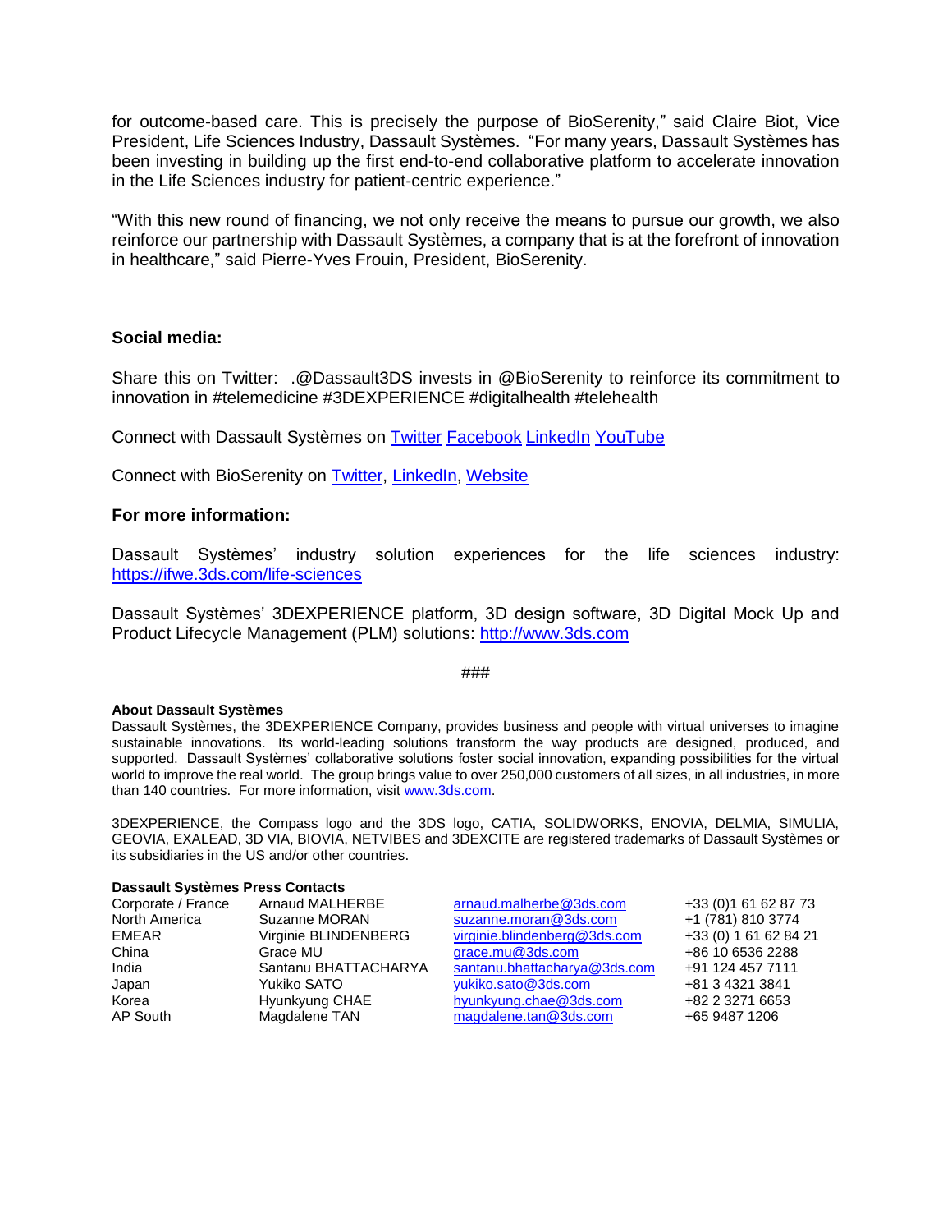for outcome-based care. This is precisely the purpose of BioSerenity," said Claire Biot, Vice President, Life Sciences Industry, Dassault Systèmes. "For many years, Dassault Systèmes has been investing in building up the first end-to-end collaborative platform to accelerate innovation in the Life Sciences industry for patient-centric experience."

"With this new round of financing, we not only receive the means to pursue our growth, we also reinforce our partnership with Dassault Systèmes, a company that is at the forefront of innovation in healthcare," said Pierre-Yves Frouin, President, BioSerenity.

**Social media:**

Share this on Twitter: .@Dassault3DS invests in @BioSerenity to reinforce its commitment to innovation in #telemedicine #3DEXPERIENCE #digitalhealth #telehealth

Connect with Dassault Systèmes on Twitter Facebook LinkedIn YouTube

Connect with BioSerenity on Twitter, LinkedIn, Website

**For more information:**

Dassault Systèmes' industry solution experiences for the life sciences industry: https://ifwe.3ds.com/life-sciences

Dassault Systèmes' 3DEXPERIENCE platform, 3D design software, 3D Digital Mock Up and Product Lifecycle Management (PLM) solutions: http://www.3ds.com

###

**About Dassault Systèmes**

Dassault Systèmes, the 3DEXPERIENCE Company, provides business and people with virtual universes to imagine sustainable innovations. Its world-leading solutions transform the way products are designed, produced, and supported. Dassault Systèmes' collaborative solutions foster social innovation, expanding possibilities for the virtual world to improve the real world. The group brings value to over 250,000 customers of all sizes, in all industries, in more than 140 countries. For more information, visit www.3ds.com.

3DEXPERIENCE, the Compass logo and the 3DS logo, CATIA, SOLIDWORKS, ENOVIA, DELMIA, SIMULIA, GEOVIA, EXALEAD, 3D VIA, BIOVIA, NETVIBES and 3DEXCITE are registered trademarks of Dassault Systèmes or its subsidiaries in the US and/or other countries.

**Dassault Systèmes Press Contacts**

| | | | |
|---|---|---|---|
| Corporate / France | Arnaud MALHERBE | arnaud.malherbe@3ds.com | +33 (0)1 61 62 87 73 |
| North America | Suzanne MORAN | suzanne.moran@3ds.com | +1 (781) 810 3774 |
| EMEAR | Virginie BLINDENBERG | virginie.blindenberg@3ds.com | +33 (0) 1 61 62 84 21 |
| China | Grace MU | grace.mu@3ds.com | +86 10 6536 2288 |
| India | Santanu BHATTACHARYA | santanu.bhattacharya@3ds.com | +91 124 457 7111 |
| Japan | Yukiko SATO | yukiko.sato@3ds.com | +81 3 4321 3841 |
| Korea | Hyunkyung CHAE | hyunkyung.chae@3ds.com | +82 2 3271 6653 |
| AP South | Magdalene TAN | magdalene.tan@3ds.com | +65 9487 1206 |